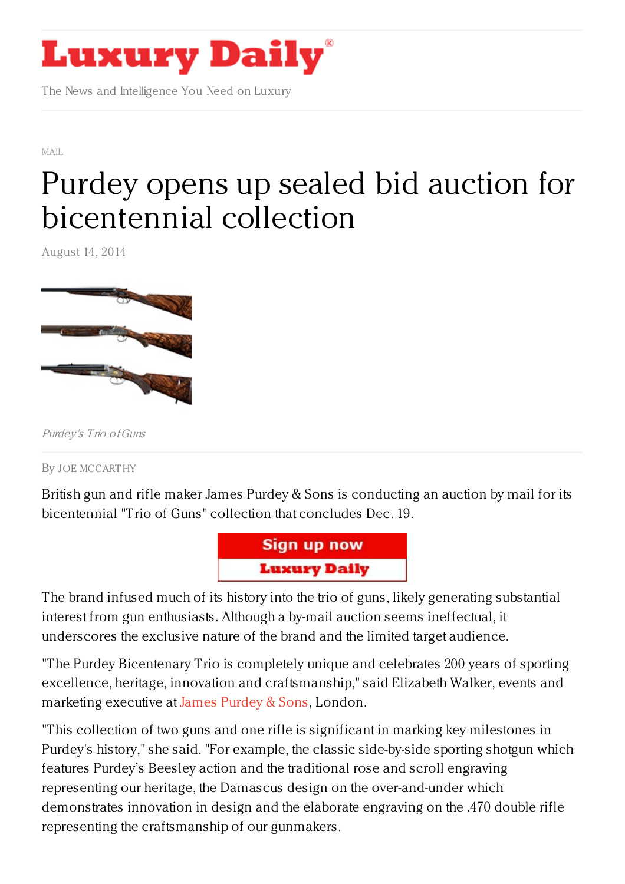# Luxury Daily

The News and Intelligence You Need on Luxury

MAIL

# Purdey opens up sealed bid auction for bicentennial collection

August 14, 2014

*Purdey's Trio of Guns*

By JOE MCCARTHY

British gun and rifle maker James Purdey & Sons is conducting an auction by mail for its bicentennial "Trio of Guns" collection that concludes Dec. 19.

The brand infused much of its history into the trio of guns, likely generating substantial interest from gun enthusiasts. Although a by-mail auction seems ineffectual, it underscores the exclusive nature of the brand and the limited target audience.

"The Purdey Bicentenary Trio is completely unique and celebrates 200 years of sporting excellence, heritage, innovation and craftsmanship," said Elizabeth Walker, events and marketing executive at James Purdey & Sons, London.

"This collection of two guns and one rifle is significant in marking key milestones in Purdey's history," she said. "For example, the classic side-by-side sporting shotgun which features Purdey's Beesley action and the traditional rose and scroll engraving representing our heritage, the Damascus design on the over-and-under which demonstrates innovation in design and the elaborate engraving on the .470 double rifle representing the craftsmanship of our gunmakers.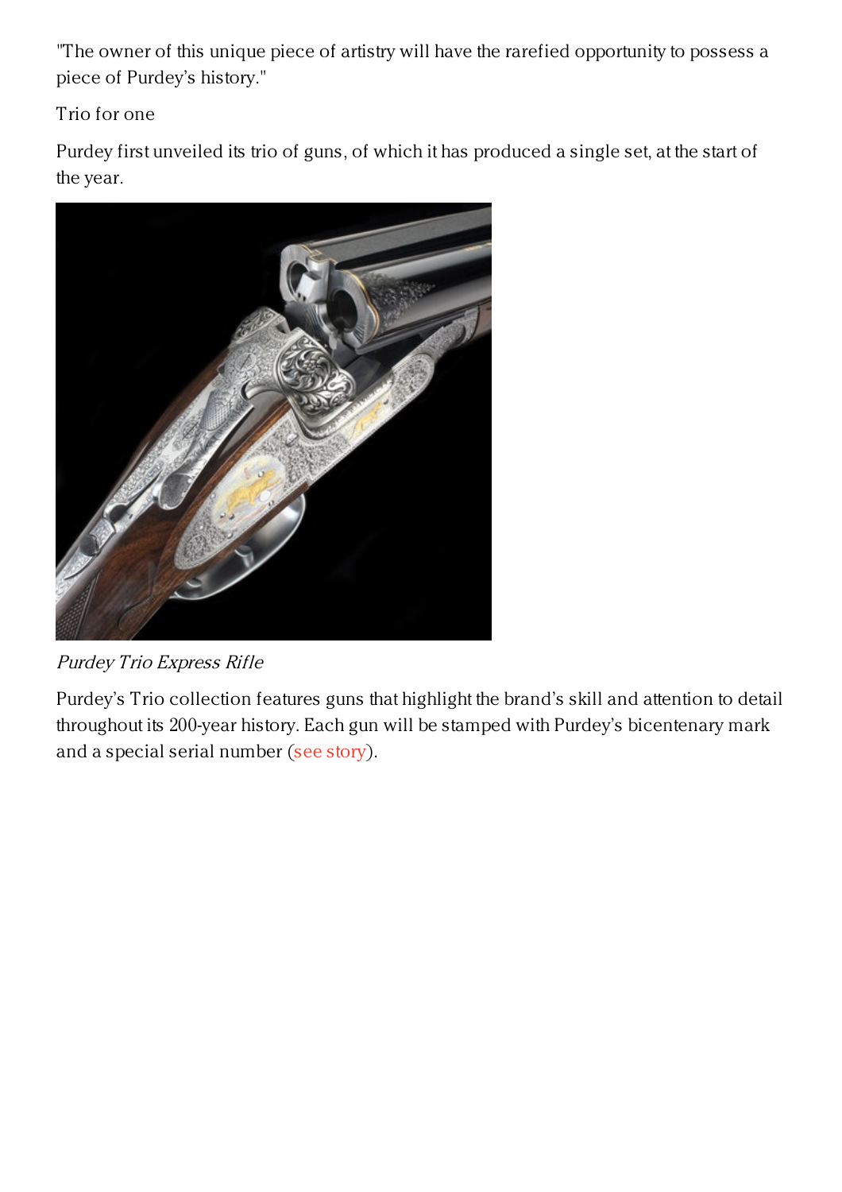"The owner of this unique piece of artistry will have the rarefied opportunity to possess a piece of Purdey's history."

Trio for one

Purdey first unveiled its trio of guns, of which it has produced a single set, at the start of the year.

*Purdey Trio Express Rifle*

Purdey's Trio collection features guns that highlight the brand's skill and attention to detail throughout its 200-year history. Each gun will be stamped with Purdey's bicentenary mark and a special serial number (see story).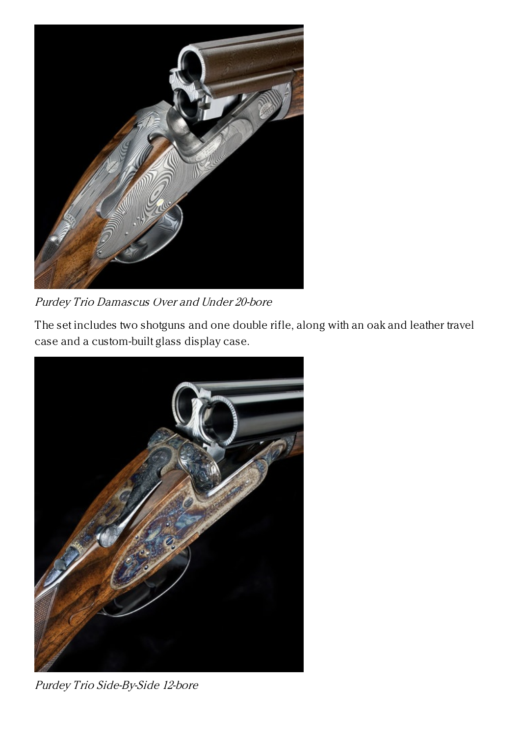*Purdey Trio Damascus Over and Under 20-bore*

The set includes two shotguns and one double rifle, along with an oak and leather travel case and a custom-built glass display case.

*Purdey Trio Side-By-Side 12-bore*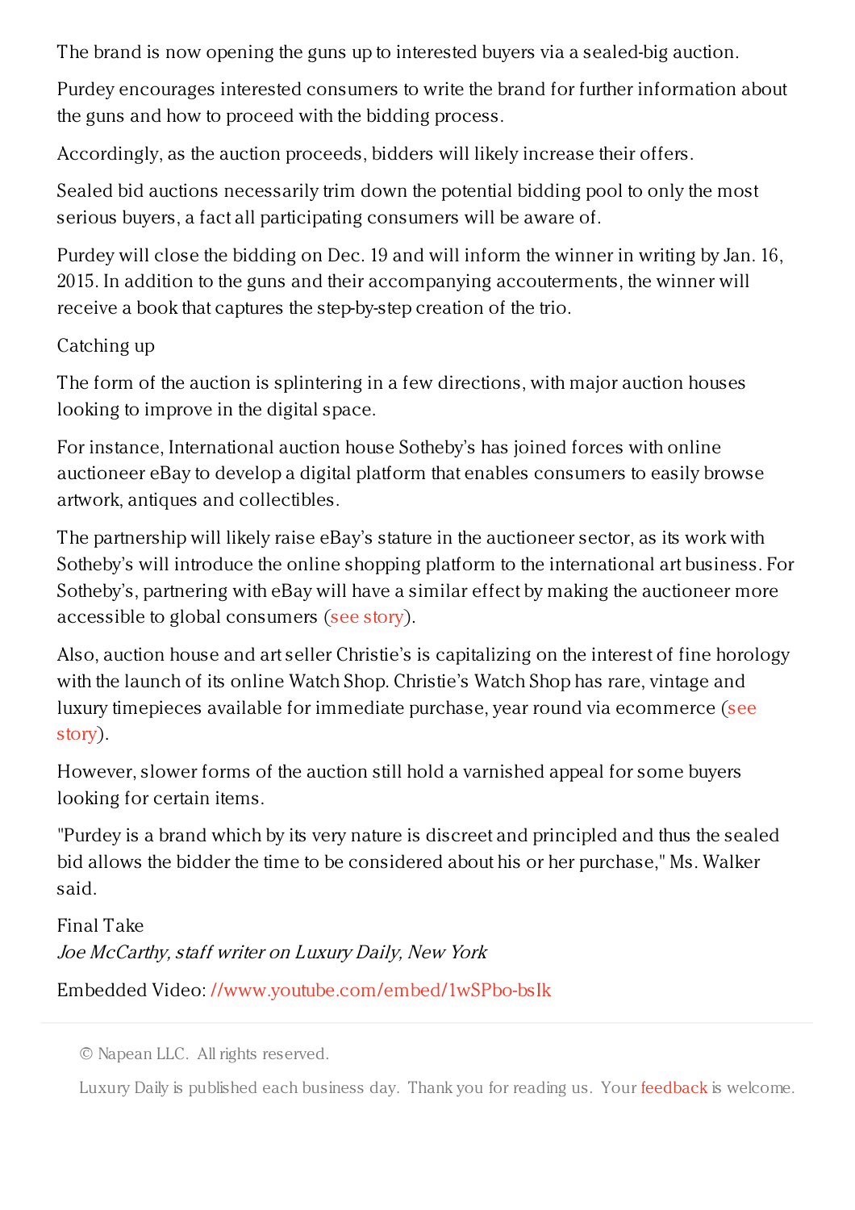The brand is now opening the guns up to interested buyers via a sealed-big auction.

Purdey encourages interested consumers to write the brand for further information about the guns and how to proceed with the bidding process.

Accordingly, as the auction proceeds, bidders will likely increase their offers.

Sealed bid auctions necessarily trim down the potential bidding pool to only the most serious buyers, a fact all participating consumers will be aware of.

Purdey will close the bidding on Dec. 19 and will inform the winner in writing by Jan. 16, 2015. In addition to the guns and their accompanying accouterments, the winner will receive a book that captures the step-by-step creation of the trio.

Catching up

The form of the auction is splintering in a few directions, with major auction houses looking to improve in the digital space.

For instance, International auction house Sotheby's has joined forces with online auctioneer eBay to develop a digital platform that enables consumers to easily browse artwork, antiques and collectibles.

The partnership will likely raise eBay's stature in the auctioneer sector, as its work with Sotheby's will introduce the online shopping platform to the international art business. For Sotheby's, partnering with eBay will have a similar effect by making the auctioneer more accessible to global consumers (see story).

Also, auction house and art seller Christie's is capitalizing on the interest of fine horology with the launch of its online Watch Shop. Christie's Watch Shop has rare, vintage and luxury timepieces available for immediate purchase, year round via ecommerce (see story).

However, slower forms of the auction still hold a varnished appeal for some buyers looking for certain items.

"Purdey is a brand which by its very nature is discreet and principled and thus the sealed bid allows the bidder the time to be considered about his or her purchase," Ms. Walker said.

Final Take
*Joe McCarthy, staff writer on Luxury Daily, New York*

Embedded Video: //www.youtube.com/embed/1wSPbo-bsIk

© Napean LLC. All rights reserved.

Luxury Daily is published each business day. Thank you for reading us. Your feedback is welcome.